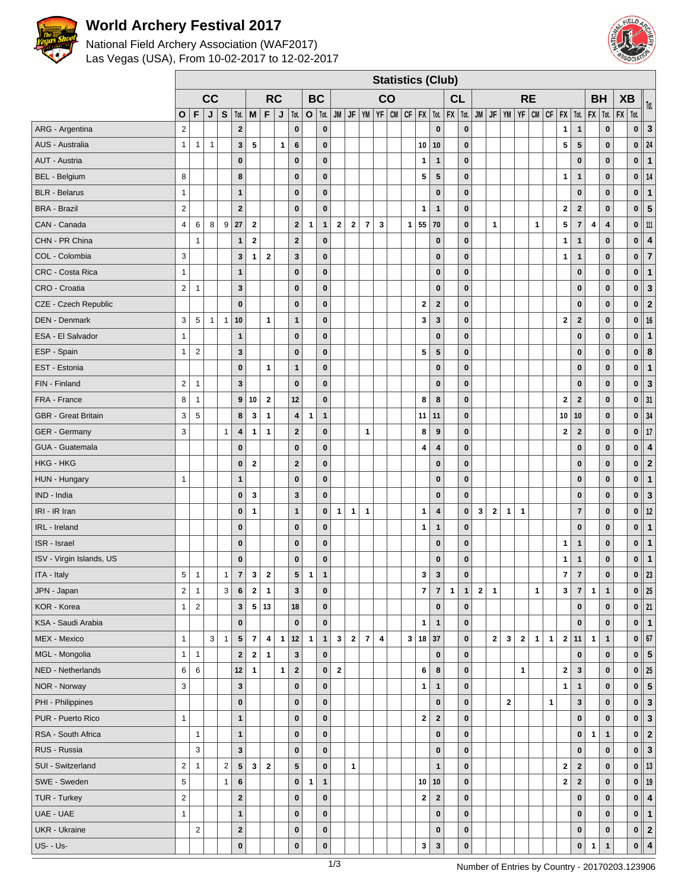# World Archery Festival 2017

National Field Archery Association (WAF2017)
Las Vegas (USA), From 10-02-2017 to 12-02-2017

## Statistics (Club)

| | CC | | | | | RC | | | | BC | | CO | | | | | | | | CL | | RE | | | | | | | | BH | | XB | | Tot. |
|---|---|---|---|---|---|---|---|---|---|---|---|---|---|---|---|---|---|---|---|---|---|---|---|---|---|---|---|---|---|---|---|---|---|---|
| | O | F | J | S | Tot. | M | F | J | Tot. | O | Tot. | JM | JF | YM | YF | CM | CF | FX | Tot. | FX | Tot. | JM | JF | YM | YF | CM | CF | FX | Tot. | FX | Tot. | FX | Tot. | |
| ARG - Argentina | 2 | | | | 2 | | | | 0 | | 0 | | | | | | | | 0 | | 0 | | | | | | | 1 | 1 | | 0 | | 0 | 3 |
| AUS - Australia | 1 | 1 | 1 | | 3 | 5 | | 1 | 6 | | 0 | | | | | | | 10 | 10 | | 0 | | | | | | | 5 | 5 | | 0 | | 0 | 24 |
| AUT - Austria | | | | | 0 | | | | 0 | | 0 | | | | | | | 1 | 1 | | 0 | | | | | | | | 0 | | 0 | | 0 | 1 |
| BEL - Belgium | 8 | | | | 8 | | | | 0 | | 0 | | | | | | | 5 | 5 | | 0 | | | | | | | 1 | 1 | | 0 | | 0 | 14 |
| BLR - Belarus | 1 | | | | 1 | | | | 0 | | 0 | | | | | | | | 0 | | 0 | | | | | | | | 0 | | 0 | | 0 | 1 |
| BRA - Brazil | 2 | | | | 2 | | | | 0 | | 0 | | | | | | | 1 | 1 | | 0 | | | | | | | 2 | 2 | | 0 | | 0 | 5 |
| CAN - Canada | 4 | 6 | 8 | 9 | 27 | 2 | | | 2 | 1 | 1 | 2 | 2 | 7 | 3 | | 1 | 55 | 70 | | 0 | | 1 | | | 1 | | 5 | 7 | 4 | 4 | | 0 | 111 |
| CHN - PR China | | 1 | | | 1 | 2 | | | 2 | | 0 | | | | | | | | 0 | | 0 | | | | | | | 1 | 1 | | 0 | | 0 | 4 |
| COL - Colombia | 3 | | | | 3 | 1 | 2 | | 3 | | 0 | | | | | | | | 0 | | 0 | | | | | | | 1 | 1 | | 0 | | 0 | 7 |
| CRC - Costa Rica | 1 | | | | 1 | | | | 0 | | 0 | | | | | | | | 0 | | 0 | | | | | | | | 0 | | 0 | | 0 | 1 |
| CRO - Croatia | 2 | 1 | | | 3 | | | | 0 | | 0 | | | | | | | | 0 | | 0 | | | | | | | | 0 | | 0 | | 0 | 3 |
| CZE - Czech Republic | | | | | 0 | | | | 0 | | 0 | | | | | | | 2 | 2 | | 0 | | | | | | | | 0 | | 0 | | 0 | 2 |
| DEN - Denmark | 3 | 5 | 1 | 1 | 10 | | 1 | | 1 | | 0 | | | | | | | 3 | 3 | | 0 | | | | | | | 2 | 2 | | 0 | | 0 | 16 |
| ESA - El Salvador | 1 | | | | 1 | | | | 0 | | 0 | | | | | | | | 0 | | 0 | | | | | | | | 0 | | 0 | | 0 | 1 |
| ESP - Spain | 1 | 2 | | | 3 | | | | 0 | | 0 | | | | | | | 5 | 5 | | 0 | | | | | | | | 0 | | 0 | | 0 | 8 |
| EST - Estonia | | | | | 0 | | 1 | | 1 | | 0 | | | | | | | | 0 | | 0 | | | | | | | | 0 | | 0 | | 0 | 1 |
| FIN - Finland | 2 | 1 | | | 3 | | | | 0 | | 0 | | | | | | | | 0 | | 0 | | | | | | | | 0 | | 0 | | 0 | 3 |
| FRA - France | 8 | 1 | | | 9 | 10 | 2 | | 12 | | 0 | | | | | | | 8 | 8 | | 0 | | | | | | | 2 | 2 | | 0 | | 0 | 31 |
| GBR - Great Britain | 3 | 5 | | | 8 | 3 | 1 | | 4 | 1 | 1 | | | | | | | 11 | 11 | | 0 | | | | | | | 10 | 10 | | 0 | | 0 | 34 |
| GER - Germany | 3 | | | 1 | 4 | 1 | 1 | | 2 | | 0 | | | 1 | | | | 8 | 9 | | 0 | | | | | | | 2 | 2 | | 0 | | 0 | 17 |
| GUA - Guatemala | | | | | 0 | | | | 0 | | 0 | | | | | | | 4 | 4 | | 0 | | | | | | | | 0 | | 0 | | 0 | 4 |
| HKG - HKG | | | | | 0 | 2 | | | 2 | | 0 | | | | | | | | 0 | | 0 | | | | | | | | 0 | | 0 | | 0 | 2 |
| HUN - Hungary | 1 | | | | 1 | | | | 0 | | 0 | | | | | | | | 0 | | 0 | | | | | | | | 0 | | 0 | | 0 | 1 |
| IND - India | | | | | 0 | 3 | | | 3 | | 0 | | | | | | | | 0 | | 0 | | | | | | | | 0 | | 0 | | 0 | 3 |
| IRI - IR Iran | | | | | 0 | 1 | | | 1 | | 0 | 1 | 1 | 1 | | | | 1 | 4 | | 0 | 3 | 2 | 1 | 1 | | | | 7 | | 0 | | 0 | 12 |
| IRL - Ireland | | | | | 0 | | | | 0 | | 0 | | | | | | | 1 | 1 | | 0 | | | | | | | | 0 | | 0 | | 0 | 1 |
| ISR - Israel | | | | | 0 | | | | 0 | | 0 | | | | | | | | 0 | | 0 | | | | | | | 1 | 1 | | 0 | | 0 | 1 |
| ISV - Virgin Islands, US | | | | | 0 | | | | 0 | | 0 | | | | | | | | 0 | | 0 | | | | | | | 1 | 1 | | 0 | | 0 | 1 |
| ITA - Italy | 5 | 1 | | 1 | 7 | 3 | 2 | | 5 | 1 | 1 | | | | | | | 3 | 3 | | 0 | | | | | | | 7 | 7 | | 0 | | 0 | 23 |
| JPN - Japan | 2 | 1 | | 3 | 6 | 2 | 1 | | 3 | | 0 | | | | | | | 7 | 7 | 1 | 1 | 2 | 1 | | | 1 | | 3 | 7 | 1 | 1 | | 0 | 25 |
| KOR - Korea | 1 | 2 | | | 3 | 5 | 13 | | 18 | | 0 | | | | | | | | 0 | | 0 | | | | | | | | 0 | | 0 | | 0 | 21 |
| KSA - Saudi Arabia | | | | | 0 | | | | 0 | | 0 | | | | | | | 1 | 1 | | 0 | | | | | | | | 0 | | 0 | | 0 | 1 |
| MEX - Mexico | 1 | | 3 | 1 | 5 | 7 | 4 | 1 | 12 | 1 | 1 | 3 | 2 | 7 | 4 | | 3 | 18 | 37 | | 0 | | 2 | 3 | 2 | 1 | 1 | 2 | 11 | 1 | 1 | | 0 | 67 |
| MGL - Mongolia | 1 | 1 | | | 2 | 2 | 1 | | 3 | | 0 | | | | | | | | 0 | | 0 | | | | | | | | 0 | | 0 | | 0 | 5 |
| NED - Netherlands | 6 | 6 | | | 12 | 1 | | 1 | 2 | | 0 | 2 | | | | | | 6 | 8 | | 0 | | | | 1 | | | 2 | 3 | | 0 | | 0 | 25 |
| NOR - Norway | 3 | | | | 3 | | | | 0 | | 0 | | | | | | | 1 | 1 | | 0 | | | | | | | 1 | 1 | | 0 | | 0 | 5 |
| PHI - Philippines | | | | | 0 | | | | 0 | | 0 | | | | | | | | 0 | | 0 | | | 2 | | | 1 | | 3 | | 0 | | 0 | 3 |
| PUR - Puerto Rico | 1 | | | | 1 | | | | 0 | | 0 | | | | | | | 2 | 2 | | 0 | | | | | | | | 0 | | 0 | | 0 | 3 |
| RSA - South Africa | | 1 | | | 1 | | | | 0 | | 0 | | | | | | | | 0 | | 0 | | | | | | | | 0 | 1 | 1 | | 0 | 2 |
| RUS - Russia | | 3 | | | 3 | | | | 0 | | 0 | | | | | | | | 0 | | 0 | | | | | | | | 0 | | 0 | | 0 | 3 |
| SUI - Switzerland | 2 | 1 | | 2 | 5 | 3 | 2 | | 5 | | 0 | | 1 | | | | | | 1 | | 0 | | | | | | | 2 | 2 | | 0 | | 0 | 13 |
| SWE - Sweden | 5 | | | 1 | 6 | | | | 0 | 1 | 1 | | | | | | | 10 | 10 | | 0 | | | | | | | 2 | 2 | | 0 | | 0 | 19 |
| TUR - Turkey | 2 | | | | 2 | | | | 0 | | 0 | | | | | | | 2 | 2 | | 0 | | | | | | | | 0 | | 0 | | 0 | 4 |
| UAE - UAE | 1 | | | | 1 | | | | 0 | | 0 | | | | | | | | 0 | | 0 | | | | | | | | 0 | | 0 | | 0 | 1 |
| UKR - Ukraine | | 2 | | | 2 | | | | 0 | | 0 | | | | | | | | 0 | | 0 | | | | | | | | 0 | | 0 | | 0 | 2 |
| US- - Us- | | | | | 0 | | | | 0 | | 0 | | | | | | | 3 | 3 | | 0 | | | | | | | | 0 | 1 | 1 | | 0 | 4 |

Number of Entries by Country - 20170203.123906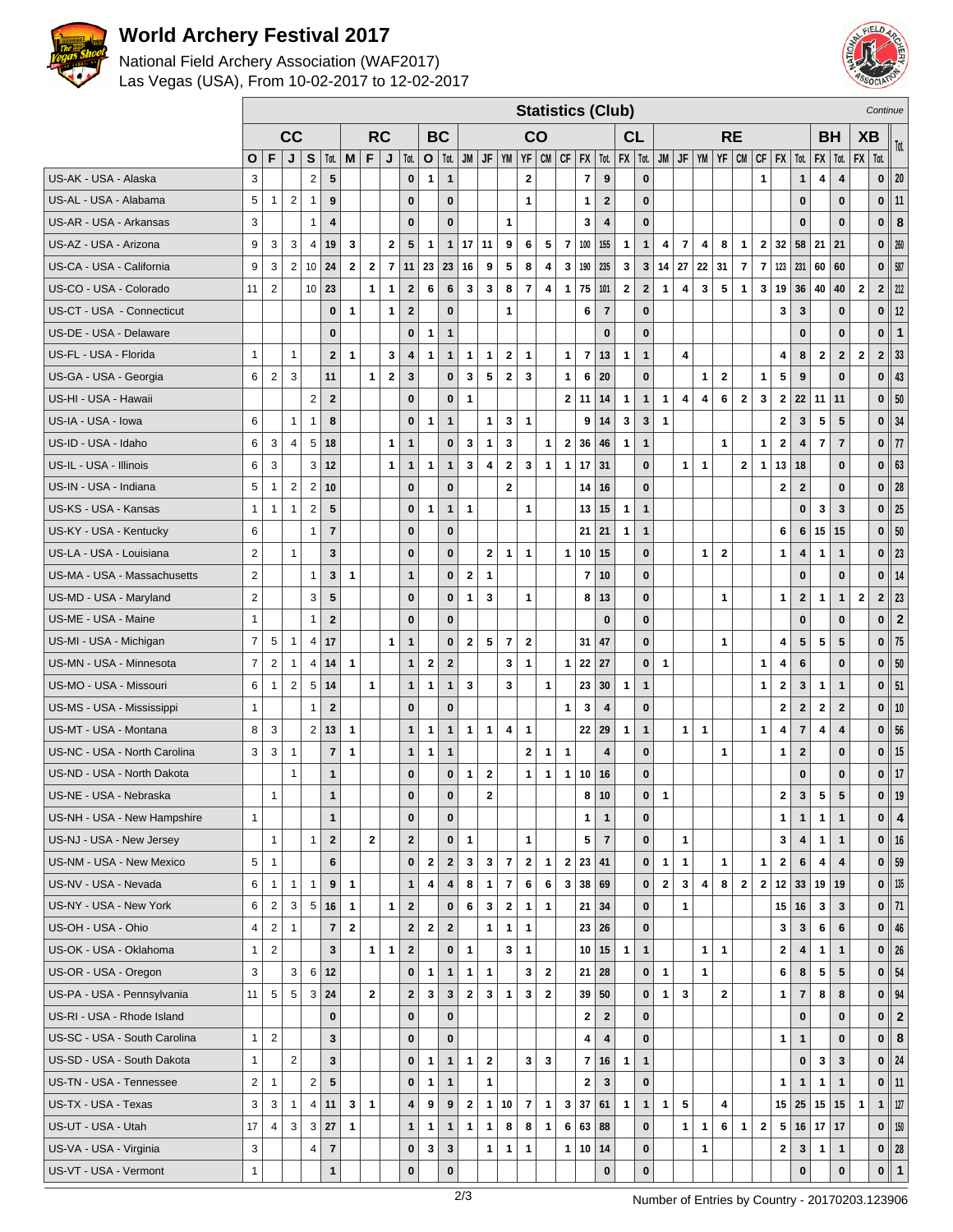# World Archery Festival 2017

National Field Archery Association (WAF2017)
Las Vegas (USA), From 10-02-2017 to 12-02-2017

**Statistics (Club)** *Continue*

| | CC | | | | | RC | | | | BC | | CO | | | | | | | | CL | | RE | | | | | | | | BH | | XB | | Tot. |
|---|---|---|---|---|---|---|---|---|---|---|---|---|---|---|---|---|---|---|---|---|---|---|---|---|---|---|---|---|---|---|---|---|---|---|
| | O | F | J | S | Tot. | M | F | J | Tot. | O | Tot. | JM | JF | YM | YF | CM | CF | FX | Tot. | FX | Tot. | JM | JF | YM | YF | CM | CF | FX | Tot. | FX | Tot. | FX | Tot. | |
| US-AK - USA - Alaska | 3 | | | 2 | 5 | | | | 0 | 1 | 1 | | | | 2 | | | 7 | 9 | | 0 | | | | | | 1 | | 1 | 4 | 4 | | 0 | 20 |
| US-AL - USA - Alabama | 5 | 1 | 2 | 1 | 9 | | | | 0 | | 0 | | | | 1 | | | 1 | 2 | | 0 | | | | | | | | 0 | | 0 | | 0 | 11 |
| US-AR - USA - Arkansas | 3 | | | 1 | 4 | | | | 0 | | 0 | | | 1 | | | | 3 | 4 | | 0 | | | | | | | | 0 | | 0 | | 0 | 8 |
| US-AZ - USA - Arizona | 9 | 3 | 3 | 4 | 19 | 3 | | 2 | 5 | 1 | 1 | 17 | 11 | 9 | 6 | 5 | 7 | 100 | 155 | 1 | 1 | 4 | 7 | 4 | 8 | 1 | 2 | 32 | 58 | 21 | 21 | | 0 | 260 |
| US-CA - USA - California | 9 | 3 | 2 | 10 | 24 | 2 | 2 | 7 | 11 | 23 | 23 | 16 | 9 | 5 | 8 | 4 | 3 | 190 | 235 | 3 | 3 | 14 | 27 | 22 | 31 | 7 | 7 | 123 | 231 | 60 | 60 | | 0 | 587 |
| US-CO - USA - Colorado | 11 | 2 | | 10 | 23 | | 1 | 1 | 2 | 6 | 6 | 3 | 3 | 8 | 7 | 4 | 1 | 75 | 101 | 2 | 2 | 1 | 4 | 3 | 5 | 1 | 3 | 19 | 36 | 40 | 40 | 2 | 2 | 212 |
| US-CT - USA - Connecticut | | | | | 0 | 1 | | 1 | 2 | | 0 | | | 1 | | | | 6 | 7 | | 0 | | | | | | | 3 | 3 | | 0 | | 0 | 12 |
| US-DE - USA - Delaware | | | | | 0 | | | | 0 | 1 | 1 | | | | | | | | 0 | | 0 | | | | | | | | 0 | | 0 | | 0 | 1 |
| US-FL - USA - Florida | 1 | | 1 | | 2 | 1 | | 3 | 4 | 1 | 1 | 1 | 1 | 2 | 1 | | 1 | 7 | 13 | 1 | 1 | | 4 | | | | | 4 | 8 | 2 | 2 | 2 | 2 | 33 |
| US-GA - USA - Georgia | 6 | 2 | 3 | | 11 | | 1 | 2 | 3 | | 0 | 3 | 5 | 2 | 3 | | 1 | 6 | 20 | | 0 | | | 1 | 2 | | 1 | 5 | 9 | | 0 | | 0 | 43 |
| US-HI - USA - Hawaii | | | | 2 | 2 | | | | 0 | | 0 | 1 | | | | | 2 | 11 | 14 | 1 | 1 | 1 | 4 | 4 | 6 | 2 | 3 | 2 | 22 | 11 | 11 | | 0 | 50 |
| US-IA - USA - Iowa | 6 | | 1 | 1 | 8 | | | | 0 | 1 | 1 | | 1 | 3 | 1 | | | 9 | 14 | 3 | 3 | 1 | | | | | | 2 | 3 | 5 | 5 | | 0 | 34 |
| US-ID - USA - Idaho | 6 | 3 | 4 | 5 | 18 | | | 1 | 1 | | 0 | 3 | 1 | 3 | | 1 | 2 | 36 | 46 | 1 | 1 | | | | 1 | | 1 | 2 | 4 | 7 | 7 | | 0 | 77 |
| US-IL - USA - Illinois | 6 | 3 | | 3 | 12 | | | 1 | 1 | 1 | 1 | 3 | 4 | 2 | 3 | 1 | 1 | 17 | 31 | | 0 | | 1 | 1 | | 2 | 1 | 13 | 18 | | 0 | | 0 | 63 |
| US-IN - USA - Indiana | 5 | 1 | 2 | 2 | 10 | | | | 0 | | 0 | | | 2 | | | | 14 | 16 | | 0 | | | | | | | 2 | 2 | | 0 | | 0 | 28 |
| US-KS - USA - Kansas | 1 | 1 | 1 | 2 | 5 | | | | 0 | 1 | 1 | 1 | | | 1 | | | 13 | 15 | 1 | 1 | | | | | | | | 0 | 3 | 3 | | 0 | 25 |
| US-KY - USA - Kentucky | 6 | | | 1 | 7 | | | | 0 | | 0 | | | | | | | 21 | 21 | 1 | 1 | | | | | | | 6 | 6 | 15 | 15 | | 0 | 50 |
| US-LA - USA - Louisiana | 2 | | 1 | | 3 | | | | 0 | | 0 | | 2 | 1 | 1 | | 1 | 10 | 15 | | 0 | | | 1 | 2 | | | 1 | 4 | 1 | 1 | | 0 | 23 |
| US-MA - USA - Massachusetts | 2 | | | 1 | 3 | 1 | | | 1 | | 0 | 2 | 1 | | | | | 7 | 10 | | 0 | | | | | | | | 0 | | 0 | | 0 | 14 |
| US-MD - USA - Maryland | 2 | | | 3 | 5 | | | | 0 | | 0 | 1 | 3 | | 1 | | | 8 | 13 | | 0 | | | | 1 | | | 1 | 2 | 1 | 1 | 2 | 2 | 23 |
| US-ME - USA - Maine | 1 | | | 1 | 2 | | | | 0 | | 0 | | | | | | | | 0 | | 0 | | | | | | | | 0 | | 0 | | 0 | 2 |
| US-MI - USA - Michigan | 7 | 5 | 1 | 4 | 17 | | | 1 | 1 | | 0 | 2 | 5 | 7 | 2 | | | 31 | 47 | | 0 | | | | 1 | | | 4 | 5 | 5 | 5 | | 0 | 75 |
| US-MN - USA - Minnesota | 7 | 2 | 1 | 4 | 14 | 1 | | | 1 | 2 | 2 | | | 3 | 1 | | 1 | 22 | 27 | | 0 | 1 | | | | | 1 | 4 | 6 | | 0 | | 0 | 50 |
| US-MO - USA - Missouri | 6 | 1 | 2 | 5 | 14 | | 1 | | 1 | 1 | 1 | 3 | | 3 | | 1 | | 23 | 30 | 1 | 1 | | | | | | 1 | 2 | 3 | 1 | 1 | | 0 | 51 |
| US-MS - USA - Mississippi | 1 | | | 1 | 2 | | | | 0 | | 0 | | | | | | 1 | 3 | 4 | | 0 | | | | | | | 2 | 2 | 2 | 2 | | 0 | 10 |
| US-MT - USA - Montana | 8 | 3 | | 2 | 13 | 1 | | | 1 | 1 | 1 | 1 | 1 | 4 | 1 | | | 22 | 29 | 1 | 1 | | 1 | 1 | | | 1 | 4 | 7 | 4 | 4 | | 0 | 56 |
| US-NC - USA - North Carolina | 3 | 3 | 1 | | 7 | 1 | | | 1 | 1 | 1 | | | | 2 | 1 | 1 | | 4 | | 0 | | | | 1 | | | 1 | 2 | | 0 | | 0 | 15 |
| US-ND - USA - North Dakota | | | 1 | | 1 | | | | 0 | | 0 | 1 | 2 | | 1 | 1 | 1 | 10 | 16 | | 0 | | | | | | | | 0 | | 0 | | 0 | 17 |
| US-NE - USA - Nebraska | | 1 | | | 1 | | | | 0 | | 0 | | 2 | | | | | 8 | 10 | | 0 | 1 | | | | | | 2 | 3 | 5 | 5 | | 0 | 19 |
| US-NH - USA - New Hampshire | 1 | | | | 1 | | | | 0 | | 0 | | | | | | | 1 | 1 | | 0 | | | | | | | 1 | 1 | 1 | 1 | | 0 | 4 |
| US-NJ - USA - New Jersey | | 1 | | 1 | 2 | | 2 | | 2 | | 0 | 1 | | | 1 | | | 5 | 7 | | 0 | | 1 | | | | | 3 | 4 | 1 | 1 | | 0 | 16 |
| US-NM - USA - New Mexico | 5 | 1 | | | 6 | | | | 0 | 2 | 2 | 3 | 3 | 7 | 2 | 1 | 2 | 23 | 41 | | 0 | 1 | 1 | | 1 | | 1 | 2 | 6 | 4 | 4 | | 0 | 59 |
| US-NV - USA - Nevada | 6 | 1 | 1 | 1 | 9 | 1 | | | 1 | 4 | 4 | 8 | 1 | 7 | 6 | 6 | 3 | 38 | 69 | | 0 | 2 | 3 | 4 | 8 | 2 | 2 | 12 | 33 | 19 | 19 | | 0 | 135 |
| US-NY - USA - New York | 6 | 2 | 3 | 5 | 16 | 1 | | 1 | 2 | | 0 | 6 | 3 | 2 | 1 | 1 | | 21 | 34 | | 0 | | 1 | | | | | 15 | 16 | 3 | 3 | | 0 | 71 |
| US-OH - USA - Ohio | 4 | 2 | 1 | | 7 | 2 | | | 2 | 2 | 2 | | 1 | 1 | 1 | | | 23 | 26 | | 0 | | | | | | | 3 | 3 | 6 | 6 | | 0 | 46 |
| US-OK - USA - Oklahoma | 1 | 2 | | | 3 | | 1 | 1 | 2 | | 0 | 1 | | 3 | 1 | | | 10 | 15 | 1 | 1 | | | 1 | 1 | | | 2 | 4 | 1 | 1 | | 0 | 26 |
| US-OR - USA - Oregon | 3 | | 3 | 6 | 12 | | | | 0 | 1 | 1 | 1 | 1 | | 3 | 2 | | 21 | 28 | | 0 | 1 | | 1 | | | | 6 | 8 | 5 | 5 | | 0 | 54 |
| US-PA - USA - Pennsylvania | 11 | 5 | 5 | 3 | 24 | | 2 | | 2 | 3 | 3 | 2 | 3 | 1 | 3 | 2 | | 39 | 50 | | 0 | 1 | 3 | | 2 | | | 1 | 7 | 8 | 8 | | 0 | 94 |
| US-RI - USA - Rhode Island | | | | | 0 | | | | 0 | | 0 | | | | | | | 2 | 2 | | 0 | | | | | | | | 0 | | 0 | | 0 | 2 |
| US-SC - USA - South Carolina | 1 | 2 | | | 3 | | | | 0 | | 0 | | | | | | | 4 | 4 | | 0 | | | | | | | 1 | 1 | | 0 | | 0 | 8 |
| US-SD - USA - South Dakota | 1 | | 2 | | 3 | | | | 0 | 1 | 1 | 1 | 2 | | 3 | 3 | | 7 | 16 | 1 | 1 | | | | | | | | 0 | 3 | 3 | | 0 | 24 |
| US-TN - USA - Tennessee | 2 | 1 | | 2 | 5 | | | | 0 | 1 | 1 | | 1 | | | | | 2 | 3 | | 0 | | | | | | | 1 | 1 | 1 | 1 | | 0 | 11 |
| US-TX - USA - Texas | 3 | 3 | 1 | 4 | 11 | 3 | 1 | | 4 | 9 | 9 | 2 | 1 | 10 | 7 | 1 | 3 | 37 | 61 | 1 | 1 | 1 | 5 | | 4 | | | 15 | 25 | 15 | 15 | 1 | 1 | 127 |
| US-UT - USA - Utah | 17 | 4 | 3 | 3 | 27 | 1 | | | 1 | 1 | 1 | 1 | 1 | 8 | 8 | 1 | 6 | 63 | 88 | | 0 | | 1 | 1 | 6 | 1 | 2 | 5 | 16 | 17 | 17 | | 0 | 150 |
| US-VA - USA - Virginia | 3 | | | 4 | 7 | | | | 0 | 3 | 3 | | 1 | 1 | 1 | | 1 | 10 | 14 | | 0 | | | 1 | | | | 2 | 3 | 1 | 1 | | 0 | 28 |
| US-VT - USA - Vermont | 1 | | | | 1 | | | | 0 | | 0 | | | | | | | | 0 | | 0 | | | | | | | | 0 | | 0 | | 0 | 1 |

Number of Entries by Country - 20170203.123906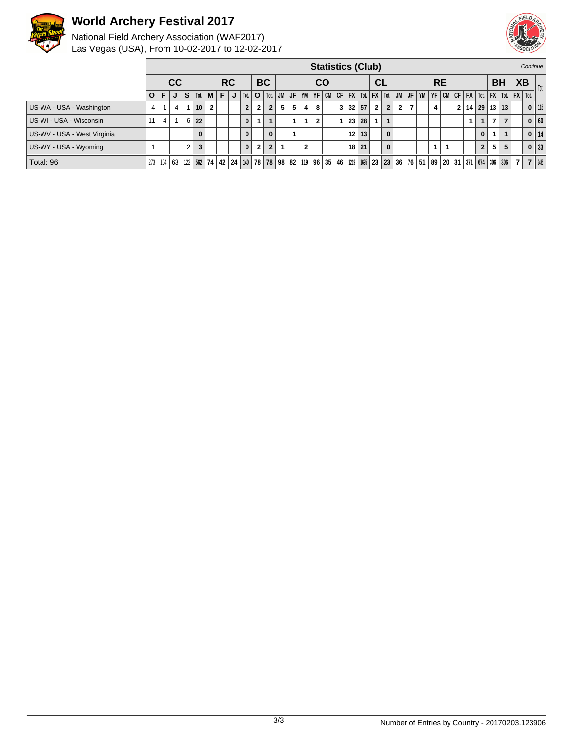# World Archery Festival 2017

National Field Archery Association (WAF2017)
Las Vegas (USA), From 10-02-2017 to 12-02-2017

## Statistics (Club)

*Continue*

| | CC | | | | | RC | | | | BC | | CO | | | | | | | | CL | | RE | | | | | | | | BH | | XB | | Tot. |
|---|---|---|---|---|---|---|---|---|---|---|---|---|---|---|---|---|---|---|---|---|---|---|---|---|---|---|---|---|---|---|---|---|---|---|
| | O | F | J | S | Tot. | M | F | J | Tot. | O | Tot. | JM | JF | YM | YF | CM | CF | FX | Tot. | FX | Tot. | JM | JF | YM | YF | CM | CF | FX | Tot. | FX | Tot. | FX | Tot. | |
| US-WA - USA - Washington | 4 | 1 | 4 | 1 | 10 | 2 | | | 2 | 2 | 2 | 5 | 5 | 4 | 8 | | 3 | 32 | 57 | 2 | 2 | 2 | 7 | | 4 | | 2 | 14 | 29 | 13 | 13 | | 0 | 115 |
| US-WI - USA - Wisconsin | 11 | 4 | 1 | 6 | 22 | | | | 0 | 1 | 1 | | 1 | 1 | 2 | | 1 | 23 | 28 | 1 | 1 | | | | | | | 1 | 1 | 7 | 7 | | 0 | 60 |
| US-WV - USA - West Virginia | | | | | 0 | | | | 0 | | 0 | | 1 | | | | | 12 | 13 | | 0 | | | | | | | | 0 | 1 | 1 | | 0 | 14 |
| US-WY - USA - Wyoming | 1 | | | 2 | 3 | | | | 0 | 2 | 2 | 1 | | 2 | | | | 18 | 21 | | 0 | | | | 1 | 1 | | | 2 | 5 | 5 | | 0 | 33 |
| Total: 96 | 273 | 104 | 63 | 122 | 562 | 74 | 42 | 24 | 140 | 78 | 78 | 98 | 82 | 119 | 96 | 35 | 46 | 1219 | 1695 | 23 | 23 | 36 | 76 | 51 | 89 | 20 | 31 | 371 | 674 | 306 | 306 | 7 | 7 | 3465 |

Number of Entries by Country - 20170203.123906